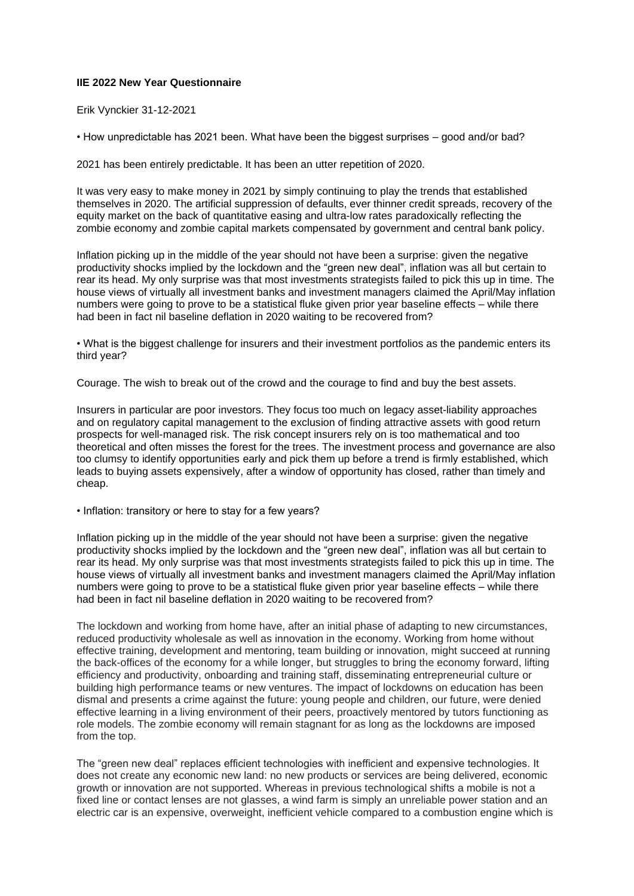**IIE 2022 New Year Questionnaire**

Erik Vynckier 31-12-2021

• How unpredictable has 2021 been. What have been the biggest surprises – good and/or bad?

2021 has been entirely predictable. It has been an utter repetition of 2020.

It was very easy to make money in 2021 by simply continuing to play the trends that established themselves in 2020. The artificial suppression of defaults, ever thinner credit spreads, recovery of the equity market on the back of quantitative easing and ultra-low rates paradoxically reflecting the zombie economy and zombie capital markets compensated by government and central bank policy.

Inflation picking up in the middle of the year should not have been a surprise: given the negative productivity shocks implied by the lockdown and the "green new deal", inflation was all but certain to rear its head. My only surprise was that most investments strategists failed to pick this up in time. The house views of virtually all investment banks and investment managers claimed the April/May inflation numbers were going to prove to be a statistical fluke given prior year baseline effects – while there had been in fact nil baseline deflation in 2020 waiting to be recovered from?

• What is the biggest challenge for insurers and their investment portfolios as the pandemic enters its third year?

Courage. The wish to break out of the crowd and the courage to find and buy the best assets.

Insurers in particular are poor investors. They focus too much on legacy asset-liability approaches and on regulatory capital management to the exclusion of finding attractive assets with good return prospects for well-managed risk. The risk concept insurers rely on is too mathematical and too theoretical and often misses the forest for the trees. The investment process and governance are also too clumsy to identify opportunities early and pick them up before a trend is firmly established, which leads to buying assets expensively, after a window of opportunity has closed, rather than timely and cheap.

• Inflation: transitory or here to stay for a few years?

Inflation picking up in the middle of the year should not have been a surprise: given the negative productivity shocks implied by the lockdown and the "green new deal", inflation was all but certain to rear its head. My only surprise was that most investments strategists failed to pick this up in time. The house views of virtually all investment banks and investment managers claimed the April/May inflation numbers were going to prove to be a statistical fluke given prior year baseline effects – while there had been in fact nil baseline deflation in 2020 waiting to be recovered from?

The lockdown and working from home have, after an initial phase of adapting to new circumstances, reduced productivity wholesale as well as innovation in the economy. Working from home without effective training, development and mentoring, team building or innovation, might succeed at running the back-offices of the economy for a while longer, but struggles to bring the economy forward, lifting efficiency and productivity, onboarding and training staff, disseminating entrepreneurial culture or building high performance teams or new ventures. The impact of lockdowns on education has been dismal and presents a crime against the future: young people and children, our future, were denied effective learning in a living environment of their peers, proactively mentored by tutors functioning as role models. The zombie economy will remain stagnant for as long as the lockdowns are imposed from the top.

The "green new deal" replaces efficient technologies with inefficient and expensive technologies. It does not create any economic new land: no new products or services are being delivered, economic growth or innovation are not supported. Whereas in previous technological shifts a mobile is not a fixed line or contact lenses are not glasses, a wind farm is simply an unreliable power station and an electric car is an expensive, overweight, inefficient vehicle compared to a combustion engine which is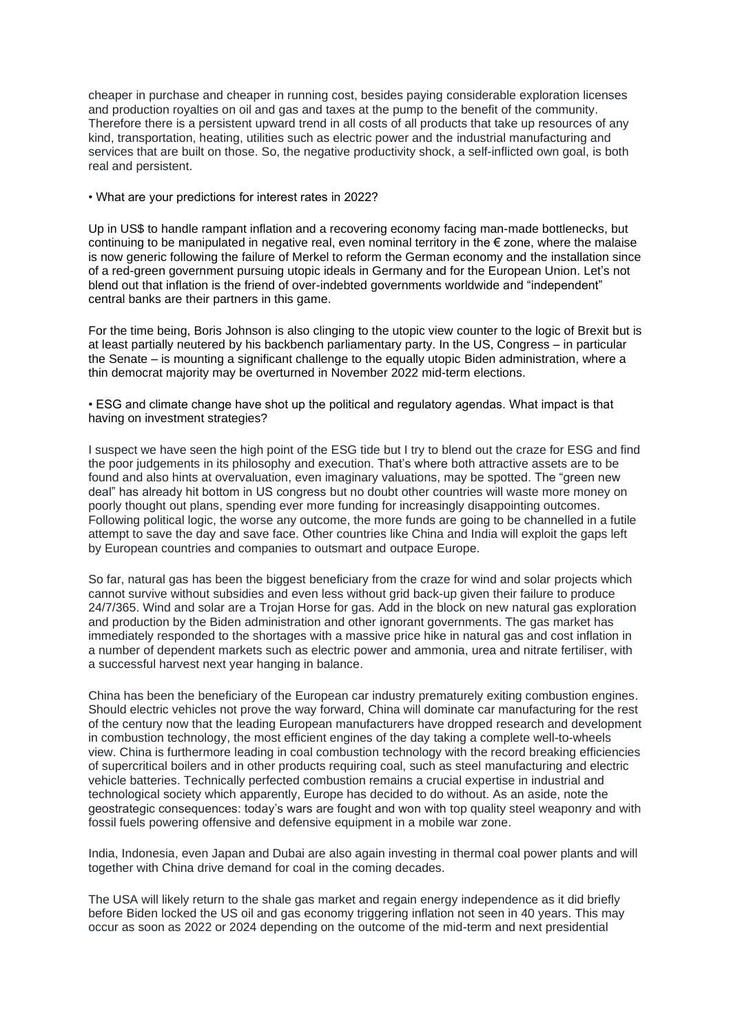cheaper in purchase and cheaper in running cost, besides paying considerable exploration licenses and production royalties on oil and gas and taxes at the pump to the benefit of the community. Therefore there is a persistent upward trend in all costs of all products that take up resources of any kind, transportation, heating, utilities such as electric power and the industrial manufacturing and services that are built on those. So, the negative productivity shock, a self-inflicted own goal, is both real and persistent.

• What are your predictions for interest rates in 2022?

Up in US$ to handle rampant inflation and a recovering economy facing man-made bottlenecks, but continuing to be manipulated in negative real, even nominal territory in the € zone, where the malaise is now generic following the failure of Merkel to reform the German economy and the installation since of a red-green government pursuing utopic ideals in Germany and for the European Union. Let's not blend out that inflation is the friend of over-indebted governments worldwide and "independent" central banks are their partners in this game.

For the time being, Boris Johnson is also clinging to the utopic view counter to the logic of Brexit but is at least partially neutered by his backbench parliamentary party. In the US, Congress – in particular the Senate – is mounting a significant challenge to the equally utopic Biden administration, where a thin democrat majority may be overturned in November 2022 mid-term elections.

• ESG and climate change have shot up the political and regulatory agendas. What impact is that having on investment strategies?

I suspect we have seen the high point of the ESG tide but I try to blend out the craze for ESG and find the poor judgements in its philosophy and execution. That's where both attractive assets are to be found and also hints at overvaluation, even imaginary valuations, may be spotted. The "green new deal" has already hit bottom in US congress but no doubt other countries will waste more money on poorly thought out plans, spending ever more funding for increasingly disappointing outcomes. Following political logic, the worse any outcome, the more funds are going to be channelled in a futile attempt to save the day and save face. Other countries like China and India will exploit the gaps left by European countries and companies to outsmart and outpace Europe.

So far, natural gas has been the biggest beneficiary from the craze for wind and solar projects which cannot survive without subsidies and even less without grid back-up given their failure to produce 24/7/365. Wind and solar are a Trojan Horse for gas. Add in the block on new natural gas exploration and production by the Biden administration and other ignorant governments. The gas market has immediately responded to the shortages with a massive price hike in natural gas and cost inflation in a number of dependent markets such as electric power and ammonia, urea and nitrate fertiliser, with a successful harvest next year hanging in balance.

China has been the beneficiary of the European car industry prematurely exiting combustion engines. Should electric vehicles not prove the way forward, China will dominate car manufacturing for the rest of the century now that the leading European manufacturers have dropped research and development in combustion technology, the most efficient engines of the day taking a complete well-to-wheels view. China is furthermore leading in coal combustion technology with the record breaking efficiencies of supercritical boilers and in other products requiring coal, such as steel manufacturing and electric vehicle batteries. Technically perfected combustion remains a crucial expertise in industrial and technological society which apparently, Europe has decided to do without. As an aside, note the geostrategic consequences: today's wars are fought and won with top quality steel weaponry and with fossil fuels powering offensive and defensive equipment in a mobile war zone.

India, Indonesia, even Japan and Dubai are also again investing in thermal coal power plants and will together with China drive demand for coal in the coming decades.

The USA will likely return to the shale gas market and regain energy independence as it did briefly before Biden locked the US oil and gas economy triggering inflation not seen in 40 years. This may occur as soon as 2022 or 2024 depending on the outcome of the mid-term and next presidential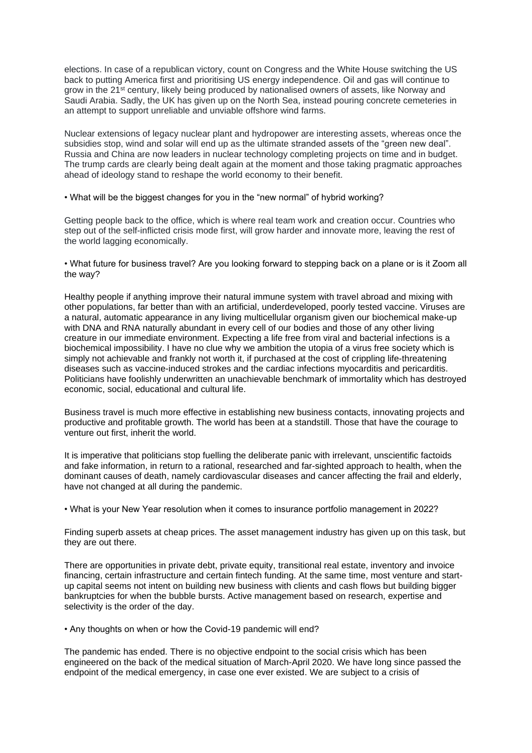elections. In case of a republican victory, count on Congress and the White House switching the US back to putting America first and prioritising US energy independence. Oil and gas will continue to grow in the 21st century, likely being produced by nationalised owners of assets, like Norway and Saudi Arabia. Sadly, the UK has given up on the North Sea, instead pouring concrete cemeteries in an attempt to support unreliable and unviable offshore wind farms.

Nuclear extensions of legacy nuclear plant and hydropower are interesting assets, whereas once the subsidies stop, wind and solar will end up as the ultimate stranded assets of the "green new deal". Russia and China are now leaders in nuclear technology completing projects on time and in budget. The trump cards are clearly being dealt again at the moment and those taking pragmatic approaches ahead of ideology stand to reshape the world economy to their benefit.

• What will be the biggest changes for you in the "new normal" of hybrid working?

Getting people back to the office, which is where real team work and creation occur. Countries who step out of the self-inflicted crisis mode first, will grow harder and innovate more, leaving the rest of the world lagging economically.

• What future for business travel? Are you looking forward to stepping back on a plane or is it Zoom all the way?

Healthy people if anything improve their natural immune system with travel abroad and mixing with other populations, far better than with an artificial, underdeveloped, poorly tested vaccine. Viruses are a natural, automatic appearance in any living multicellular organism given our biochemical make-up with DNA and RNA naturally abundant in every cell of our bodies and those of any other living creature in our immediate environment. Expecting a life free from viral and bacterial infections is a biochemical impossibility. I have no clue why we ambition the utopia of a virus free society which is simply not achievable and frankly not worth it, if purchased at the cost of crippling life-threatening diseases such as vaccine-induced strokes and the cardiac infections myocarditis and pericarditis. Politicians have foolishly underwritten an unachievable benchmark of immortality which has destroyed economic, social, educational and cultural life.

Business travel is much more effective in establishing new business contacts, innovating projects and productive and profitable growth. The world has been at a standstill. Those that have the courage to venture out first, inherit the world.

It is imperative that politicians stop fuelling the deliberate panic with irrelevant, unscientific factoids and fake information, in return to a rational, researched and far-sighted approach to health, when the dominant causes of death, namely cardiovascular diseases and cancer affecting the frail and elderly, have not changed at all during the pandemic.

• What is your New Year resolution when it comes to insurance portfolio management in 2022?

Finding superb assets at cheap prices. The asset management industry has given up on this task, but they are out there.

There are opportunities in private debt, private equity, transitional real estate, inventory and invoice financing, certain infrastructure and certain fintech funding. At the same time, most venture and start-up capital seems not intent on building new business with clients and cash flows but building bigger bankruptcies for when the bubble bursts. Active management based on research, expertise and selectivity is the order of the day.

• Any thoughts on when or how the Covid-19 pandemic will end?

The pandemic has ended. There is no objective endpoint to the social crisis which has been engineered on the back of the medical situation of March-April 2020. We have long since passed the endpoint of the medical emergency, in case one ever existed. We are subject to a crisis of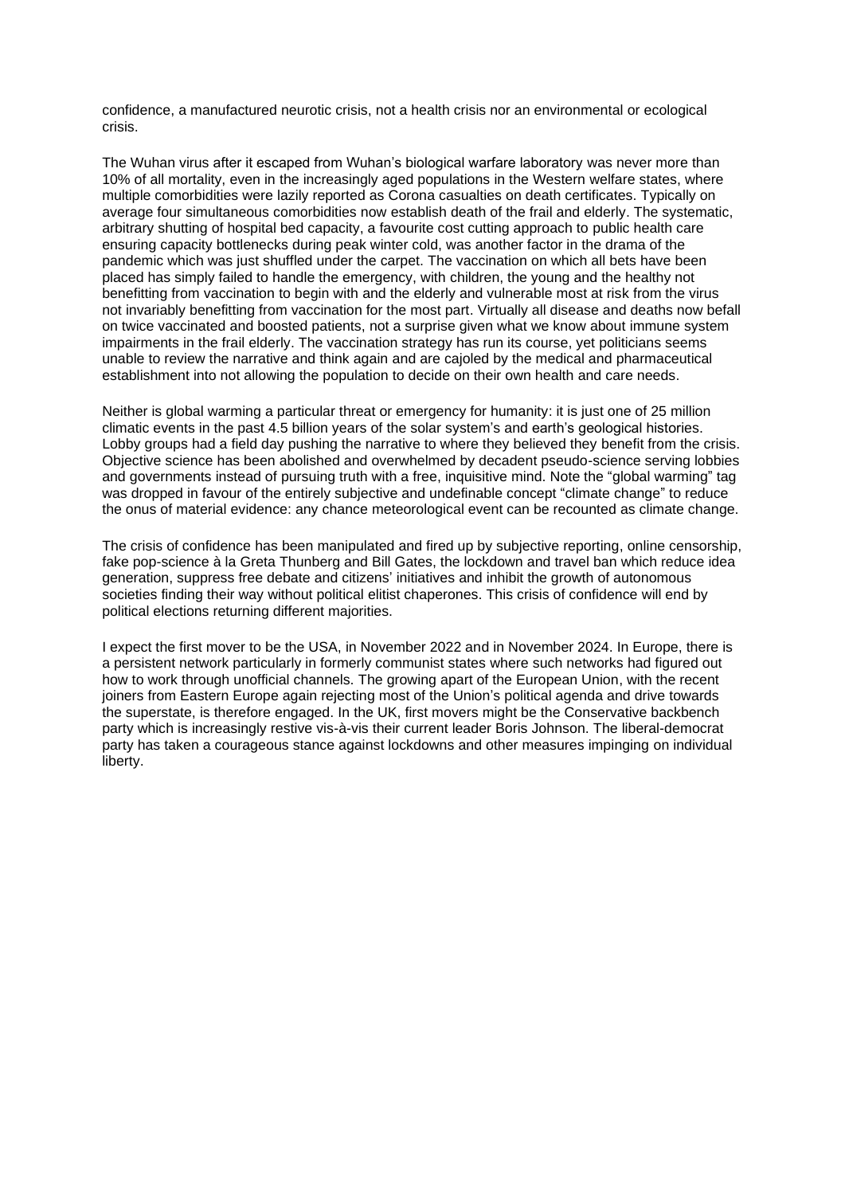confidence, a manufactured neurotic crisis, not a health crisis nor an environmental or ecological crisis.

The Wuhan virus after it escaped from Wuhan's biological warfare laboratory was never more than 10% of all mortality, even in the increasingly aged populations in the Western welfare states, where multiple comorbidities were lazily reported as Corona casualties on death certificates. Typically on average four simultaneous comorbidities now establish death of the frail and elderly. The systematic, arbitrary shutting of hospital bed capacity, a favourite cost cutting approach to public health care ensuring capacity bottlenecks during peak winter cold, was another factor in the drama of the pandemic which was just shuffled under the carpet. The vaccination on which all bets have been placed has simply failed to handle the emergency, with children, the young and the healthy not benefitting from vaccination to begin with and the elderly and vulnerable most at risk from the virus not invariably benefitting from vaccination for the most part. Virtually all disease and deaths now befall on twice vaccinated and boosted patients, not a surprise given what we know about immune system impairments in the frail elderly. The vaccination strategy has run its course, yet politicians seems unable to review the narrative and think again and are cajoled by the medical and pharmaceutical establishment into not allowing the population to decide on their own health and care needs.

Neither is global warming a particular threat or emergency for humanity: it is just one of 25 million climatic events in the past 4.5 billion years of the solar system's and earth's geological histories. Lobby groups had a field day pushing the narrative to where they believed they benefit from the crisis. Objective science has been abolished and overwhelmed by decadent pseudo-science serving lobbies and governments instead of pursuing truth with a free, inquisitive mind. Note the "global warming" tag was dropped in favour of the entirely subjective and undefinable concept "climate change" to reduce the onus of material evidence: any chance meteorological event can be recounted as climate change.

The crisis of confidence has been manipulated and fired up by subjective reporting, online censorship, fake pop-science à la Greta Thunberg and Bill Gates, the lockdown and travel ban which reduce idea generation, suppress free debate and citizens' initiatives and inhibit the growth of autonomous societies finding their way without political elitist chaperones. This crisis of confidence will end by political elections returning different majorities.

I expect the first mover to be the USA, in November 2022 and in November 2024. In Europe, there is a persistent network particularly in formerly communist states where such networks had figured out how to work through unofficial channels. The growing apart of the European Union, with the recent joiners from Eastern Europe again rejecting most of the Union's political agenda and drive towards the superstate, is therefore engaged. In the UK, first movers might be the Conservative backbench party which is increasingly restive vis-à-vis their current leader Boris Johnson. The liberal-democrat party has taken a courageous stance against lockdowns and other measures impinging on individual liberty.